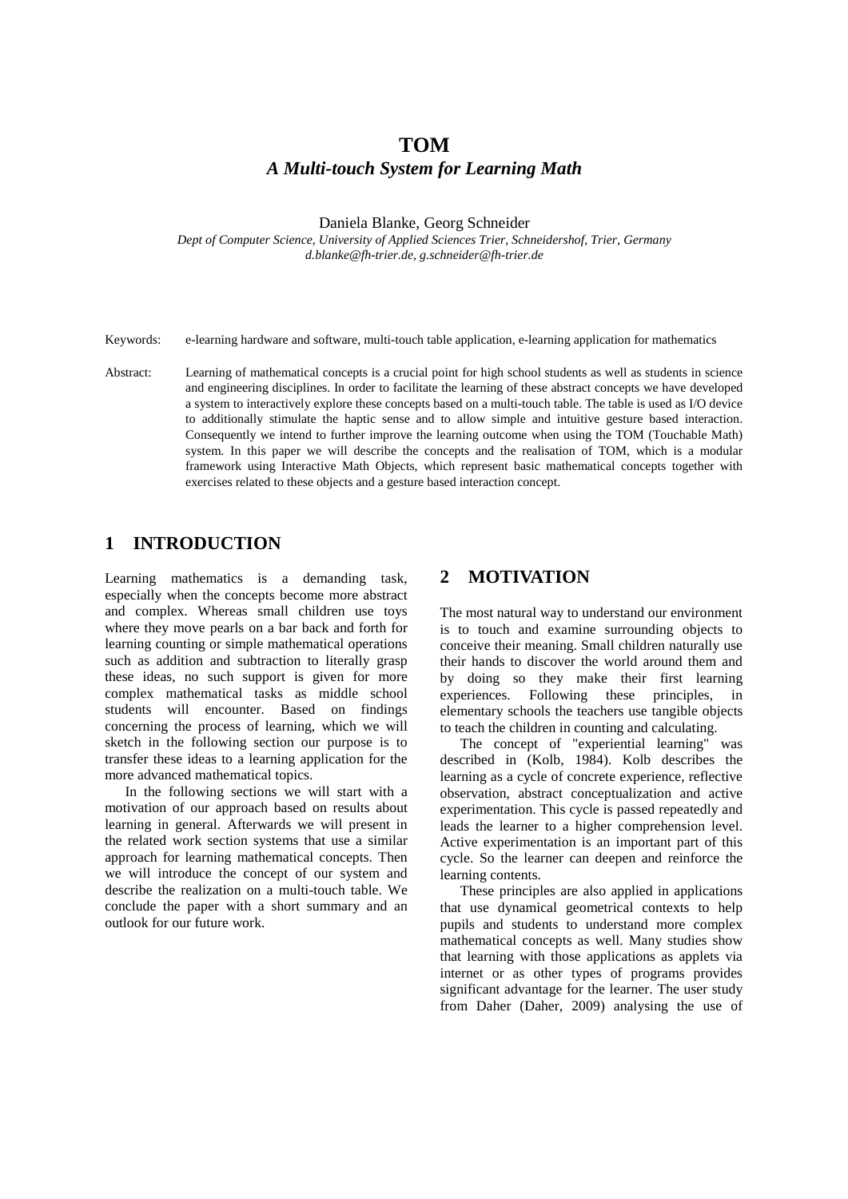# TOM

## *A Multi-touch System for Learning Math*

Daniela Blanke, Georg Schneider

*Dept of Computer Science, University of Applied Sciences Trier, Schneidershof, Trier, Germany*
*d.blanke@fh-trier.de, g.schneider@fh-trier.de*

Keywords: e-learning hardware and software, multi-touch table application, e-learning application for mathematics

Abstract: Learning of mathematical concepts is a crucial point for high school students as well as students in science and engineering disciplines. In order to facilitate the learning of these abstract concepts we have developed a system to interactively explore these concepts based on a multi-touch table. The table is used as I/O device to additionally stimulate the haptic sense and to allow simple and intuitive gesture based interaction. Consequently we intend to further improve the learning outcome when using the TOM (Touchable Math) system. In this paper we will describe the concepts and the realisation of TOM, which is a modular framework using Interactive Math Objects, which represent basic mathematical concepts together with exercises related to these objects and a gesture based interaction concept.

## 1 INTRODUCTION

Learning mathematics is a demanding task, especially when the concepts become more abstract and complex. Whereas small children use toys where they move pearls on a bar back and forth for learning counting or simple mathematical operations such as addition and subtraction to literally grasp these ideas, no such support is given for more complex mathematical tasks as middle school students will encounter. Based on findings concerning the process of learning, which we will sketch in the following section our purpose is to transfer these ideas to a learning application for the more advanced mathematical topics.

In the following sections we will start with a motivation of our approach based on results about learning in general. Afterwards we will present in the related work section systems that use a similar approach for learning mathematical concepts. Then we will introduce the concept of our system and describe the realization on a multi-touch table. We conclude the paper with a short summary and an outlook for our future work.

## 2 MOTIVATION

The most natural way to understand our environment is to touch and examine surrounding objects to conceive their meaning. Small children naturally use their hands to discover the world around them and by doing so they make their first learning experiences. Following these principles, in elementary schools the teachers use tangible objects to teach the children in counting and calculating.

The concept of "experiential learning" was described in (Kolb, 1984). Kolb describes the learning as a cycle of concrete experience, reflective observation, abstract conceptualization and active experimentation. This cycle is passed repeatedly and leads the learner to a higher comprehension level. Active experimentation is an important part of this cycle. So the learner can deepen and reinforce the learning contents.

These principles are also applied in applications that use dynamical geometrical contexts to help pupils and students to understand more complex mathematical concepts as well. Many studies show that learning with those applications as applets via internet or as other types of programs provides significant advantage for the learner. The user study from Daher (Daher, 2009) analysing the use of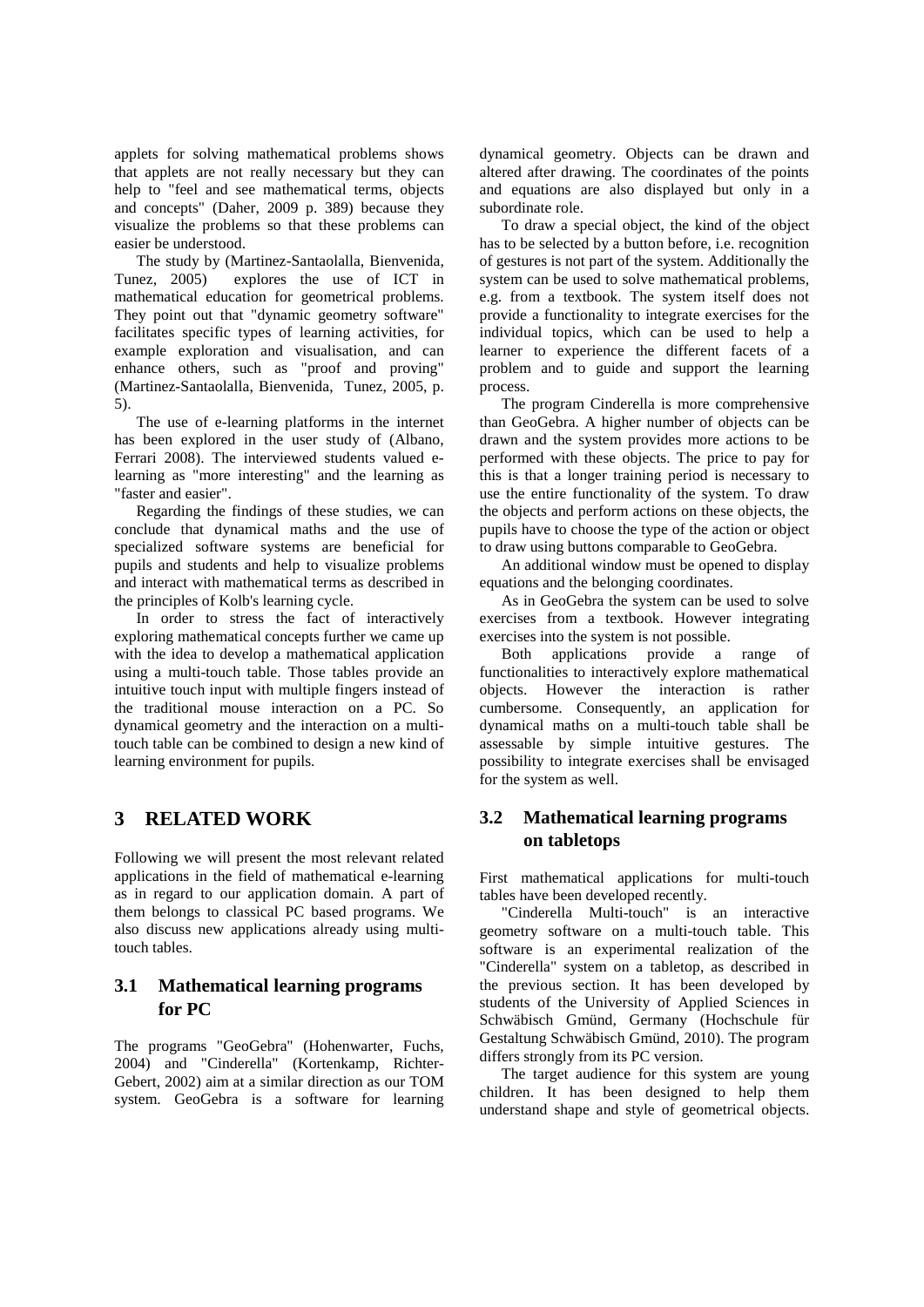applets for solving mathematical problems shows that applets are not really necessary but they can help to "feel and see mathematical terms, objects and concepts" (Daher, 2009 p. 389) because they visualize the problems so that these problems can easier be understood.

The study by (Martinez-Santaolalla, Bienvenida, Tunez, 2005) explores the use of ICT in mathematical education for geometrical problems. They point out that "dynamic geometry software" facilitates specific types of learning activities, for example exploration and visualisation, and can enhance others, such as "proof and proving" (Martinez-Santaolalla, Bienvenida, Tunez, 2005, p. 5).

The use of e-learning platforms in the internet has been explored in the user study of (Albano, Ferrari 2008). The interviewed students valued e-learning as "more interesting" and the learning as "faster and easier".

Regarding the findings of these studies, we can conclude that dynamical maths and the use of specialized software systems are beneficial for pupils and students and help to visualize problems and interact with mathematical terms as described in the principles of Kolb's learning cycle.

In order to stress the fact of interactively exploring mathematical concepts further we came up with the idea to develop a mathematical application using a multi-touch table. Those tables provide an intuitive touch input with multiple fingers instead of the traditional mouse interaction on a PC. So dynamical geometry and the interaction on a multi-touch table can be combined to design a new kind of learning environment for pupils.

# 3 RELATED WORK

Following we will present the most relevant related applications in the field of mathematical e-learning as in regard to our application domain. A part of them belongs to classical PC based programs. We also discuss new applications already using multi-touch tables.

## 3.1 Mathematical learning programs for PC

The programs "GeoGebra" (Hohenwarter, Fuchs, 2004) and "Cinderella" (Kortenkamp, Richter-Gebert, 2002) aim at a similar direction as our TOM system. GeoGebra is a software for learning dynamical geometry. Objects can be drawn and altered after drawing. The coordinates of the points and equations are also displayed but only in a subordinate role.

To draw a special object, the kind of the object has to be selected by a button before, i.e. recognition of gestures is not part of the system. Additionally the system can be used to solve mathematical problems, e.g. from a textbook. The system itself does not provide a functionality to integrate exercises for the individual topics, which can be used to help a learner to experience the different facets of a problem and to guide and support the learning process.

The program Cinderella is more comprehensive than GeoGebra. A higher number of objects can be drawn and the system provides more actions to be performed with these objects. The price to pay for this is that a longer training period is necessary to use the entire functionality of the system. To draw the objects and perform actions on these objects, the pupils have to choose the type of the action or object to draw using buttons comparable to GeoGebra.

An additional window must be opened to display equations and the belonging coordinates.

As in GeoGebra the system can be used to solve exercises from a textbook. However integrating exercises into the system is not possible.

Both applications provide a range of functionalities to interactively explore mathematical objects. However the interaction is rather cumbersome. Consequently, an application for dynamical maths on a multi-touch table shall be assessable by simple intuitive gestures. The possibility to integrate exercises shall be envisaged for the system as well.

## 3.2 Mathematical learning programs on tabletops

First mathematical applications for multi-touch tables have been developed recently.

"Cinderella Multi-touch" is an interactive geometry software on a multi-touch table. This software is an experimental realization of the "Cinderella" system on a tabletop, as described in the previous section. It has been developed by students of the University of Applied Sciences in Schwäbisch Gmünd, Germany (Hochschule für Gestaltung Schwäbisch Gmünd, 2010). The program differs strongly from its PC version.

The target audience for this system are young children. It has been designed to help them understand shape and style of geometrical objects.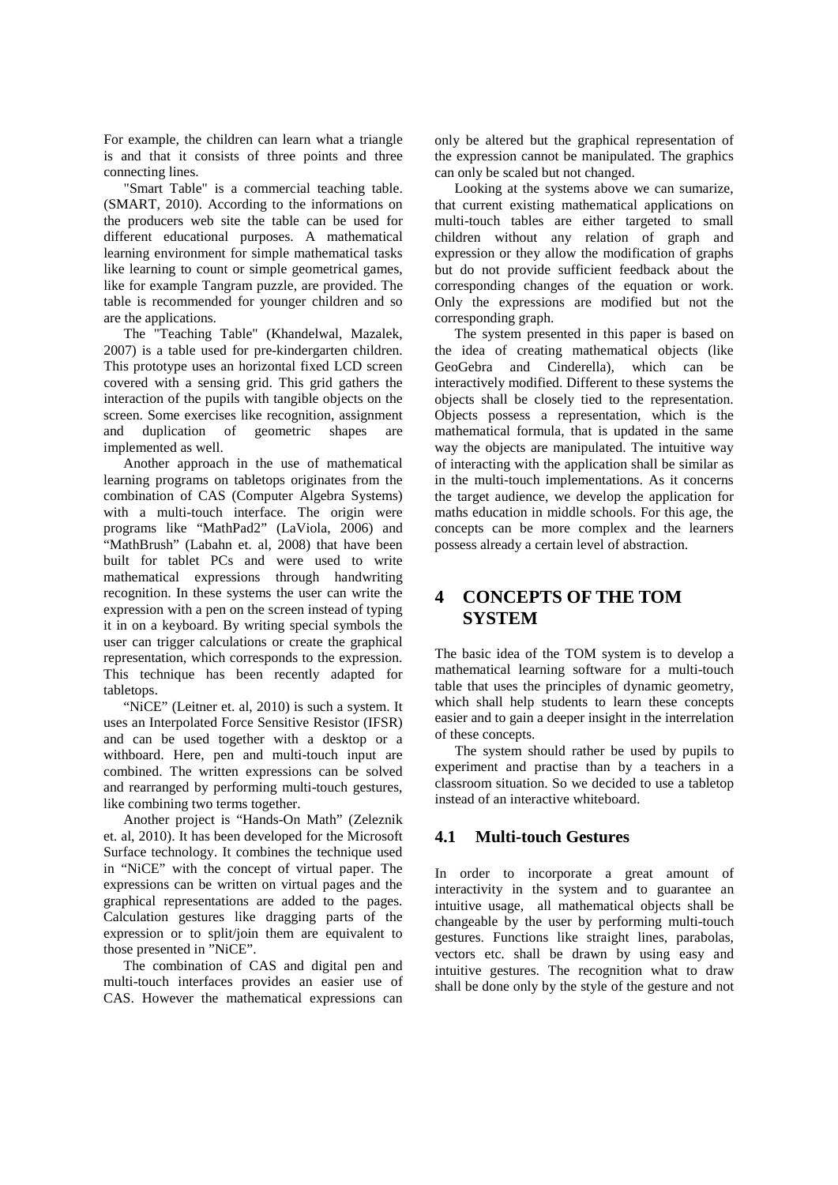For example, the children can learn what a triangle is and that it consists of three points and three connecting lines.

"Smart Table" is a commercial teaching table. (SMART, 2010). According to the informations on the producers web site the table can be used for different educational purposes. A mathematical learning environment for simple mathematical tasks like learning to count or simple geometrical games, like for example Tangram puzzle, are provided. The table is recommended for younger children and so are the applications.

The "Teaching Table" (Khandelwal, Mazalek, 2007) is a table used for pre-kindergarten children. This prototype uses an horizontal fixed LCD screen covered with a sensing grid. This grid gathers the interaction of the pupils with tangible objects on the screen. Some exercises like recognition, assignment and duplication of geometric shapes are implemented as well.

Another approach in the use of mathematical learning programs on tabletops originates from the combination of CAS (Computer Algebra Systems) with a multi-touch interface. The origin were programs like "MathPad2" (LaViola, 2006) and "MathBrush" (Labahn et. al, 2008) that have been built for tablet PCs and were used to write mathematical expressions through handwriting recognition. In these systems the user can write the expression with a pen on the screen instead of typing it in on a keyboard. By writing special symbols the user can trigger calculations or create the graphical representation, which corresponds to the expression. This technique has been recently adapted for tabletops.

"NiCE" (Leitner et. al, 2010) is such a system. It uses an Interpolated Force Sensitive Resistor (IFSR) and can be used together with a desktop or a withboard. Here, pen and multi-touch input are combined. The written expressions can be solved and rearranged by performing multi-touch gestures, like combining two terms together.

Another project is "Hands-On Math" (Zeleznik et. al, 2010). It has been developed for the Microsoft Surface technology. It combines the technique used in "NiCE" with the concept of virtual paper. The expressions can be written on virtual pages and the graphical representations are added to the pages. Calculation gestures like dragging parts of the expression or to split/join them are equivalent to those presented in "NiCE".

The combination of CAS and digital pen and multi-touch interfaces provides an easier use of CAS. However the mathematical expressions can only be altered but the graphical representation of the expression cannot be manipulated. The graphics can only be scaled but not changed.

Looking at the systems above we can sumarize, that current existing mathematical applications on multi-touch tables are either targeted to small children without any relation of graph and expression or they allow the modification of graphs but do not provide sufficient feedback about the corresponding changes of the equation or work. Only the expressions are modified but not the corresponding graph.

The system presented in this paper is based on the idea of creating mathematical objects (like GeoGebra and Cinderella), which can be interactively modified. Different to these systems the objects shall be closely tied to the representation. Objects possess a representation, which is the mathematical formula, that is updated in the same way the objects are manipulated. The intuitive way of interacting with the application shall be similar as in the multi-touch implementations. As it concerns the target audience, we develop the application for maths education in middle schools. For this age, the concepts can be more complex and the learners possess already a certain level of abstraction.

# 4 CONCEPTS OF THE TOM SYSTEM

The basic idea of the TOM system is to develop a mathematical learning software for a multi-touch table that uses the principles of dynamic geometry, which shall help students to learn these concepts easier and to gain a deeper insight in the interrelation of these concepts.

The system should rather be used by pupils to experiment and practise than by a teachers in a classroom situation. So we decided to use a tabletop instead of an interactive whiteboard.

## 4.1 Multi-touch Gestures

In order to incorporate a great amount of interactivity in the system and to guarantee an intuitive usage, all mathematical objects shall be changeable by the user by performing multi-touch gestures. Functions like straight lines, parabolas, vectors etc. shall be drawn by using easy and intuitive gestures. The recognition what to draw shall be done only by the style of the gesture and not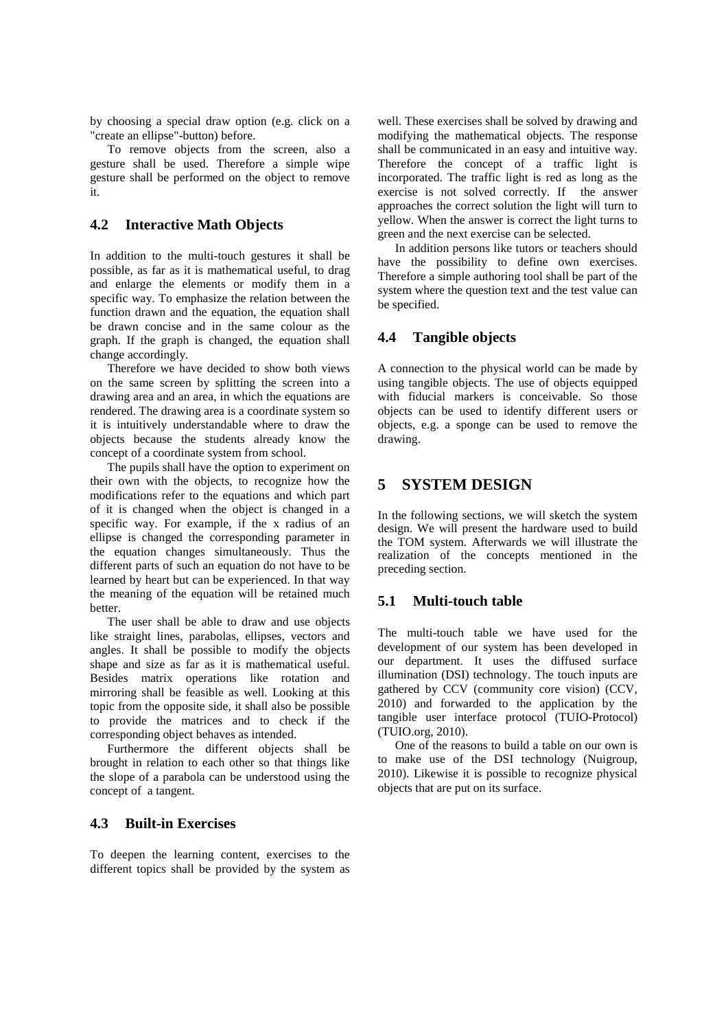by choosing a special draw option (e.g. click on a "create an ellipse"-button) before.

To remove objects from the screen, also a gesture shall be used. Therefore a simple wipe gesture shall be performed on the object to remove it.

## 4.2 Interactive Math Objects

In addition to the multi-touch gestures it shall be possible, as far as it is mathematical useful, to drag and enlarge the elements or modify them in a specific way. To emphasize the relation between the function drawn and the equation, the equation shall be drawn concise and in the same colour as the graph. If the graph is changed, the equation shall change accordingly.

Therefore we have decided to show both views on the same screen by splitting the screen into a drawing area and an area, in which the equations are rendered. The drawing area is a coordinate system so it is intuitively understandable where to draw the objects because the students already know the concept of a coordinate system from school.

The pupils shall have the option to experiment on their own with the objects, to recognize how the modifications refer to the equations and which part of it is changed when the object is changed in a specific way. For example, if the x radius of an ellipse is changed the corresponding parameter in the equation changes simultaneously. Thus the different parts of such an equation do not have to be learned by heart but can be experienced. In that way the meaning of the equation will be retained much better.

The user shall be able to draw and use objects like straight lines, parabolas, ellipses, vectors and angles. It shall be possible to modify the objects shape and size as far as it is mathematical useful. Besides matrix operations like rotation and mirroring shall be feasible as well. Looking at this topic from the opposite side, it shall also be possible to provide the matrices and to check if the corresponding object behaves as intended.

Furthermore the different objects shall be brought in relation to each other so that things like the slope of a parabola can be understood using the concept of a tangent.

## 4.3 Built-in Exercises

To deepen the learning content, exercises to the different topics shall be provided by the system as well. These exercises shall be solved by drawing and modifying the mathematical objects. The response shall be communicated in an easy and intuitive way. Therefore the concept of a traffic light is incorporated. The traffic light is red as long as the exercise is not solved correctly. If the answer approaches the correct solution the light will turn to yellow. When the answer is correct the light turns to green and the next exercise can be selected.

In addition persons like tutors or teachers should have the possibility to define own exercises. Therefore a simple authoring tool shall be part of the system where the question text and the test value can be specified.

## 4.4 Tangible objects

A connection to the physical world can be made by using tangible objects. The use of objects equipped with fiducial markers is conceivable. So those objects can be used to identify different users or objects, e.g. a sponge can be used to remove the drawing.

# 5 SYSTEM DESIGN

In the following sections, we will sketch the system design. We will present the hardware used to build the TOM system. Afterwards we will illustrate the realization of the concepts mentioned in the preceding section.

## 5.1 Multi-touch table

The multi-touch table we have used for the development of our system has been developed in our department. It uses the diffused surface illumination (DSI) technology. The touch inputs are gathered by CCV (community core vision) (CCV, 2010) and forwarded to the application by the tangible user interface protocol (TUIO-Protocol) (TUIO.org, 2010).

One of the reasons to build a table on our own is to make use of the DSI technology (Nuigroup, 2010). Likewise it is possible to recognize physical objects that are put on its surface.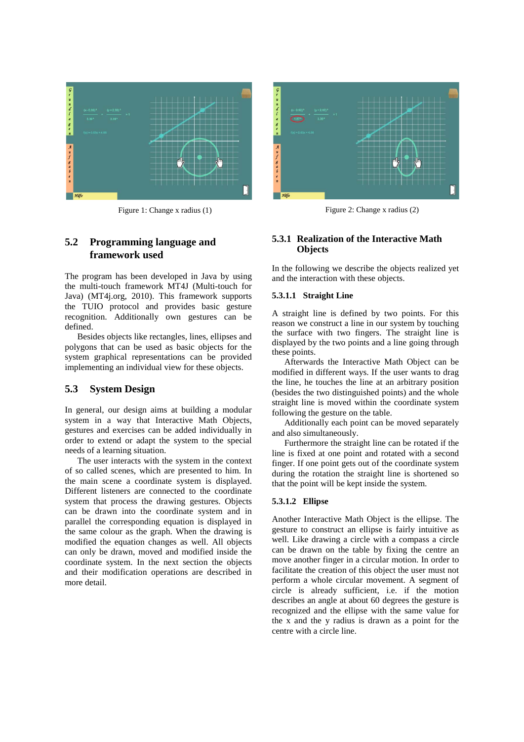Figure 1: Change x radius (1)

Figure 2: Change x radius (2)

## 5.2 Programming language and framework used

The program has been developed in Java by using the multi-touch framework MT4J (Multi-touch for Java) (MT4j.org, 2010). This framework supports the TUIO protocol and provides basic gesture recognition. Additionally own gestures can be defined.

Besides objects like rectangles, lines, ellipses and polygons that can be used as basic objects for the system graphical representations can be provided implementing an individual view for these objects.

## 5.3 System Design

In general, our design aims at building a modular system in a way that Interactive Math Objects, gestures and exercises can be added individually in order to extend or adapt the system to the special needs of a learning situation.

The user interacts with the system in the context of so called scenes, which are presented to him. In the main scene a coordinate system is displayed. Different listeners are connected to the coordinate system that process the drawing gestures. Objects can be drawn into the coordinate system and in parallel the corresponding equation is displayed in the same colour as the graph. When the drawing is modified the equation changes as well. All objects can only be drawn, moved and modified inside the coordinate system. In the next section the objects and their modification operations are described in more detail.

### 5.3.1 Realization of the Interactive Math Objects

In the following we describe the objects realized yet and the interaction with these objects.

#### 5.3.1.1 Straight Line

A straight line is defined by two points. For this reason we construct a line in our system by touching the surface with two fingers. The straight line is displayed by the two points and a line going through these points.

Afterwards the Interactive Math Object can be modified in different ways. If the user wants to drag the line, he touches the line at an arbitrary position (besides the two distinguished points) and the whole straight line is moved within the coordinate system following the gesture on the table.

Additionally each point can be moved separately and also simultaneously.

Furthermore the straight line can be rotated if the line is fixed at one point and rotated with a second finger. If one point gets out of the coordinate system during the rotation the straight line is shortened so that the point will be kept inside the system.

#### 5.3.1.2 Ellipse

Another Interactive Math Object is the ellipse. The gesture to construct an ellipse is fairly intuitive as well. Like drawing a circle with a compass a circle can be drawn on the table by fixing the centre an move another finger in a circular motion. In order to facilitate the creation of this object the user must not perform a whole circular movement. A segment of circle is already sufficient, i.e. if the motion describes an angle at about 60 degrees the gesture is recognized and the ellipse with the same value for the x and the y radius is drawn as a point for the centre with a circle line.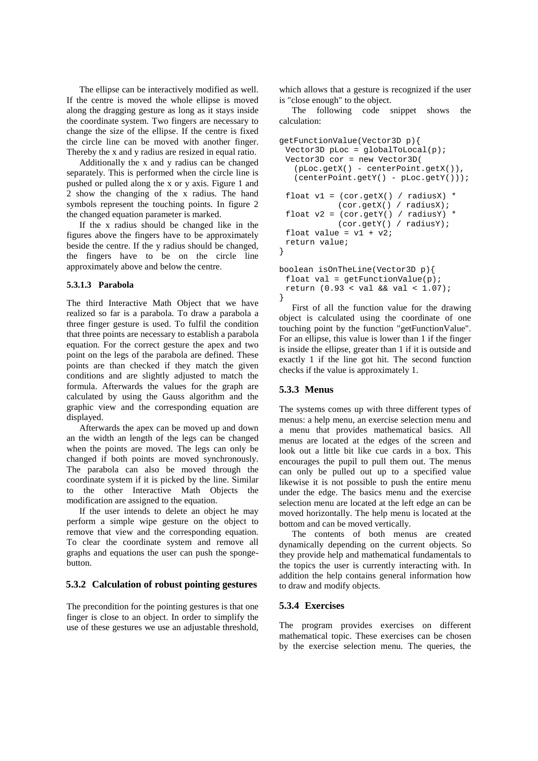The ellipse can be interactively modified as well. If the centre is moved the whole ellipse is moved along the dragging gesture as long as it stays inside the coordinate system. Two fingers are necessary to change the size of the ellipse. If the centre is fixed the circle line can be moved with another finger. Thereby the x and y radius are resized in equal ratio.

Additionally the x and y radius can be changed separately. This is performed when the circle line is pushed or pulled along the x or y axis. Figure 1 and 2 show the changing of the x radius. The hand symbols represent the touching points. In figure 2 the changed equation parameter is marked.

If the x radius should be changed like in the figures above the fingers have to be approximately beside the centre. If the y radius should be changed, the fingers have to be on the circle line approximately above and below the centre.

#### 5.3.1.3 Parabola

The third Interactive Math Object that we have realized so far is a parabola. To draw a parabola a three finger gesture is used. To fulfil the condition that three points are necessary to establish a parabola equation. For the correct gesture the apex and two point on the legs of the parabola are defined. These points are than checked if they match the given conditions and are slightly adjusted to match the formula. Afterwards the values for the graph are calculated by using the Gauss algorithm and the graphic view and the corresponding equation are displayed.

Afterwards the apex can be moved up and down an the width an length of the legs can be changed when the points are moved. The legs can only be changed if both points are moved synchronously. The parabola can also be moved through the coordinate system if it is picked by the line. Similar to the other Interactive Math Objects the modification are assigned to the equation.

If the user intends to delete an object he may perform a simple wipe gesture on the object to remove that view and the corresponding equation. To clear the coordinate system and remove all graphs and equations the user can push the sponge-button.

### 5.3.2 Calculation of robust pointing gestures

The precondition for the pointing gestures is that one finger is close to an object. In order to simplify the use of these gestures we use an adjustable threshold, which allows that a gesture is recognized if the user is "close enough" to the object.

The following code snippet shows the calculation:

```
getFunctionValue(Vector3D p){
 Vector3D pLoc = globalToLocal(p);
 Vector3D cor = new Vector3D(
   (pLoc.getX() - centerPoint.getX()),
   (centerPoint.getY() - pLoc.getY()));

 float v1 = (cor.getX() / radiusX) *
            (cor.getX() / radiusX);
 float v2 = (cor.getY() / radiusY) *
            (cor.getY() / radiusY);
 float value = v1 + v2;
 return value;
}

boolean isOnTheLine(Vector3D p){
 float val = getFunctionValue(p);
 return (0.93 < val && val < 1.07);
}
```

First of all the function value for the drawing object is calculated using the coordinate of one touching point by the function "getFunctionValue". For an ellipse, this value is lower than 1 if the finger is inside the ellipse, greater than 1 if it is outside and exactly 1 if the line got hit. The second function checks if the value is approximately 1.

### 5.3.3 Menus

The systems comes up with three different types of menus: a help menu, an exercise selection menu and a menu that provides mathematical basics. All menus are located at the edges of the screen and look out a little bit like cue cards in a box. This encourages the pupil to pull them out. The menus can only be pulled out up to a specified value likewise it is not possible to push the entire menu under the edge. The basics menu and the exercise selection menu are located at the left edge an can be moved horizontally. The help menu is located at the bottom and can be moved vertically.

The contents of both menus are created dynamically depending on the current objects. So they provide help and mathematical fundamentals to the topics the user is currently interacting with. In addition the help contains general information how to draw and modify objects.

### 5.3.4 Exercises

The program provides exercises on different mathematical topic. These exercises can be chosen by the exercise selection menu. The queries, the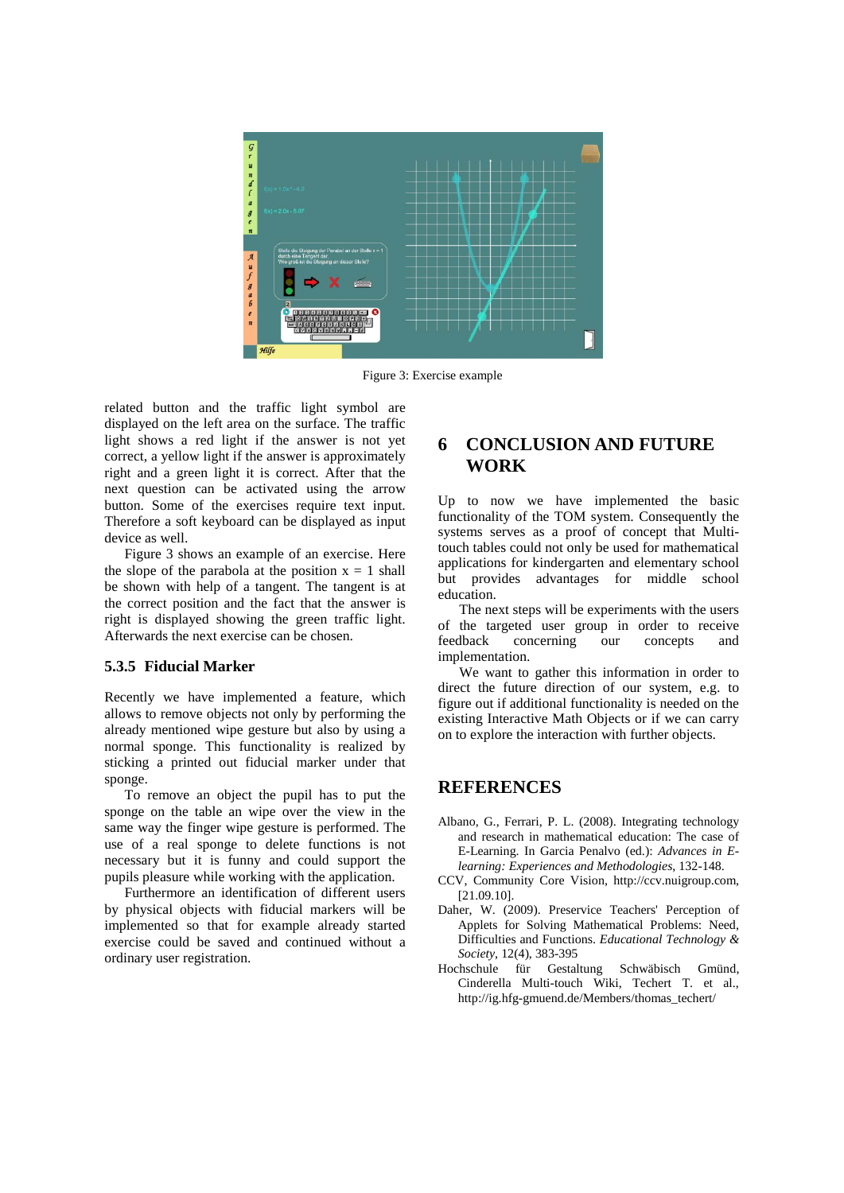Figure 3: Exercise example

related button and the traffic light symbol are displayed on the left area on the surface. The traffic light shows a red light if the answer is not yet correct, a yellow light if the answer is approximately right and a green light it is correct. After that the next question can be activated using the arrow button. Some of the exercises require text input. Therefore a soft keyboard can be displayed as input device as well.

Figure 3 shows an example of an exercise. Here the slope of the parabola at the position $x = 1$ shall be shown with help of a tangent. The tangent is at the correct position and the fact that the answer is right is displayed showing the green traffic light. Afterwards the next exercise can be chosen.

### 5.3.5 Fiducial Marker

Recently we have implemented a feature, which allows to remove objects not only by performing the already mentioned wipe gesture but also by using a normal sponge. This functionality is realized by sticking a printed out fiducial marker under that sponge.

To remove an object the pupil has to put the sponge on the table an wipe over the view in the same way the finger wipe gesture is performed. The use of a real sponge to delete functions is not necessary but it is funny and could support the pupils pleasure while working with the application.

Furthermore an identification of different users by physical objects with fiducial markers will be implemented so that for example already started exercise could be saved and continued without a ordinary user registration.

## 6 CONCLUSION AND FUTURE WORK

Up to now we have implemented the basic functionality of the TOM system. Consequently the systems serves as a proof of concept that Multi-touch tables could not only be used for mathematical applications for kindergarten and elementary school but provides advantages for middle school education.

The next steps will be experiments with the users of the targeted user group in order to receive feedback concerning our concepts and implementation.

We want to gather this information in order to direct the future direction of our system, e.g. to figure out if additional functionality is needed on the existing Interactive Math Objects or if we can carry on to explore the interaction with further objects.

## REFERENCES

Albano, G., Ferrari, P. L. (2008). Integrating technology and research in mathematical education: The case of E-Learning. In Garcia Penalvo (ed.): *Advances in E-learning: Experiences and Methodologies*, 132-148.

CCV, Community Core Vision, http://ccv.nuigroup.com, [21.09.10].

Daher, W. (2009). Preservice Teachers' Perception of Applets for Solving Mathematical Problems: Need, Difficulties and Functions. *Educational Technology & Society*, 12(4), 383-395

Hochschule für Gestaltung Schwäbisch Gmünd, Cinderella Multi-touch Wiki, Techert T. et al., http://ig.hfg-gmuend.de/Members/thomas_techert/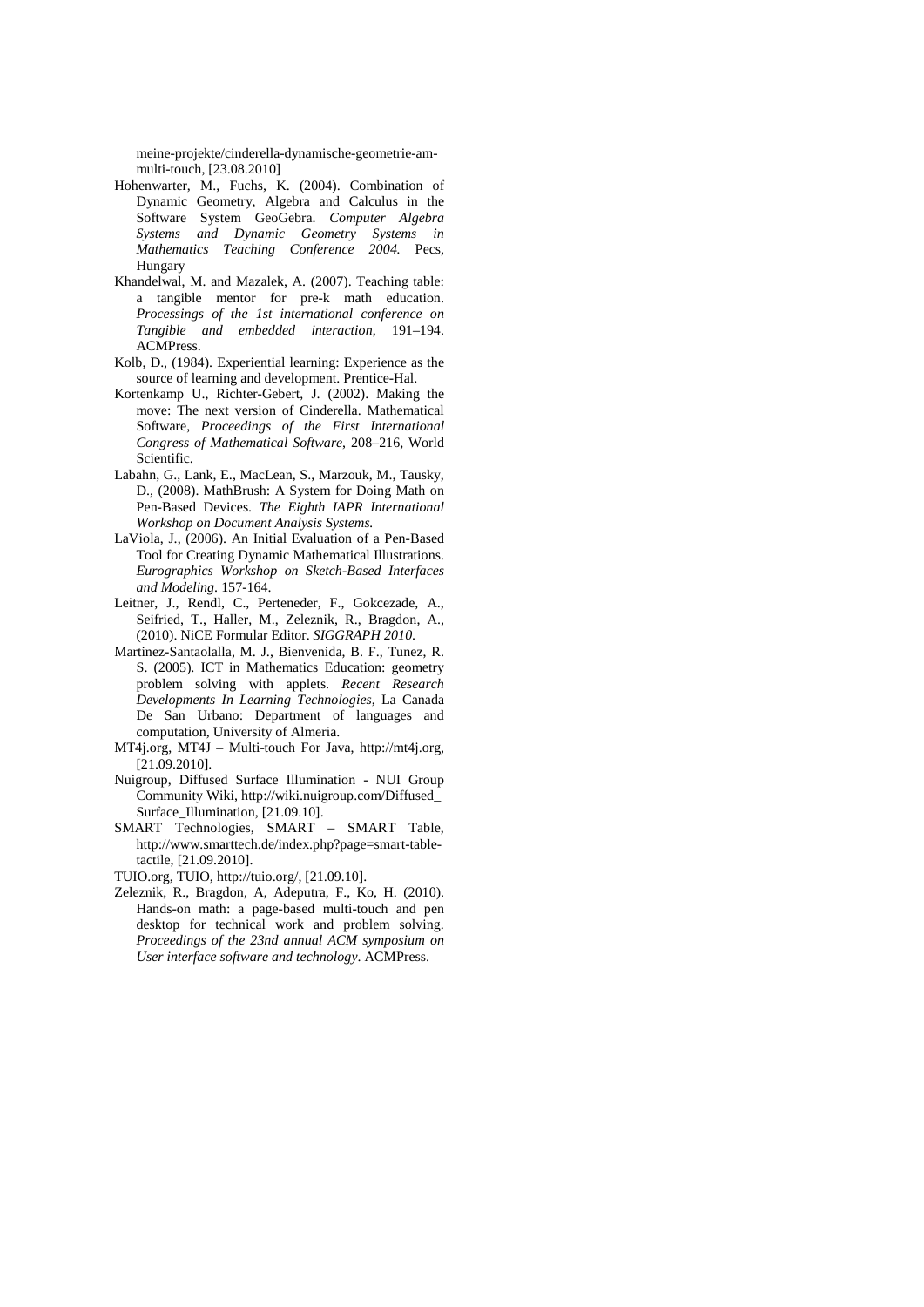meine-projekte/cinderella-dynamische-geometrie-am-multi-touch, [23.08.2010]

Hohenwarter, M., Fuchs, K. (2004). Combination of Dynamic Geometry, Algebra and Calculus in the Software System GeoGebra. *Computer Algebra Systems and Dynamic Geometry Systems in Mathematics Teaching Conference 2004.* Pecs, Hungary

Khandelwal, M. and Mazalek, A. (2007). Teaching table: a tangible mentor for pre-k math education. *Processings of the 1st international conference on Tangible and embedded interaction,* 191–194. ACMPress.

Kolb, D., (1984). Experiential learning: Experience as the source of learning and development. Prentice-Hal.

Kortenkamp U., Richter-Gebert, J. (2002). Making the move: The next version of Cinderella. Mathematical Software, *Proceedings of the First International Congress of Mathematical Software*, 208–216, World Scientific.

Labahn, G., Lank, E., MacLean, S., Marzouk, M., Tausky, D., (2008). MathBrush: A System for Doing Math on Pen-Based Devices. *The Eighth IAPR International Workshop on Document Analysis Systems.*

LaViola, J., (2006). An Initial Evaluation of a Pen-Based Tool for Creating Dynamic Mathematical Illustrations. *Eurographics Workshop on Sketch-Based Interfaces and Modeling*. 157-164.

Leitner, J., Rendl, C., Perteneder, F., Gokcezade, A., Seifried, T., Haller, M., Zeleznik, R., Bragdon, A., (2010). NiCE Formular Editor. *SIGGRAPH 2010.*

Martinez-Santaolalla, M. J., Bienvenida, B. F., Tunez, R. S. (2005). ICT in Mathematics Education: geometry problem solving with applets. *Recent Research Developments In Learning Technologies,* La Canada De San Urbano: Department of languages and computation, University of Almeria.

MT4j.org, MT4J – Multi-touch For Java, http://mt4j.org, [21.09.2010].

Nuigroup, Diffused Surface Illumination - NUI Group Community Wiki, http://wiki.nuigroup.com/Diffused_Surface_Illumination, [21.09.10].

SMART Technologies, SMART – SMART Table, http://www.smarttech.de/index.php?page=smart-table-tactile, [21.09.2010].

TUIO.org, TUIO, http://tuio.org/, [21.09.10].

Zeleznik, R., Bragdon, A, Adeputra, F., Ko, H. (2010). Hands-on math: a page-based multi-touch and pen desktop for technical work and problem solving. *Proceedings of the 23nd annual ACM symposium on User interface software and technology*. ACMPress.